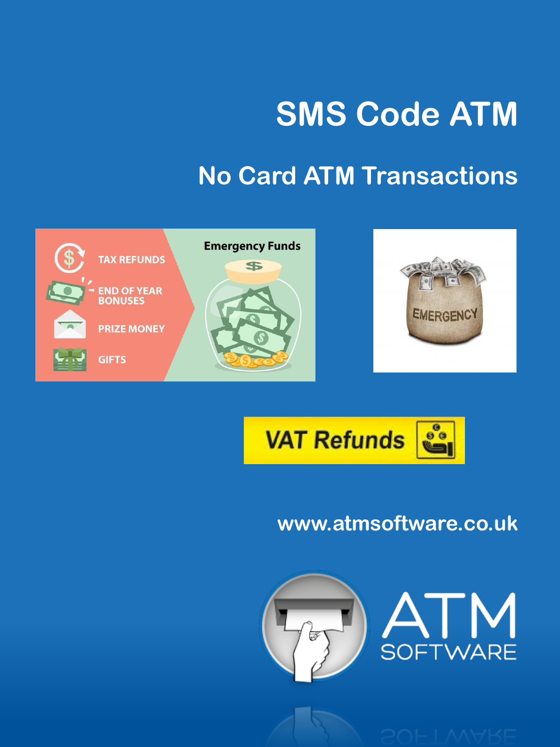# SMS Code ATM

## No Card ATM Transactions

TAX REFUNDS

END OF YEAR BONUSES

PRIZE MONEY

GIFTS

Emergency Funds

EMERGENCY

VAT Refunds

www.atmsoftware.co.uk

ATM SOFTWARE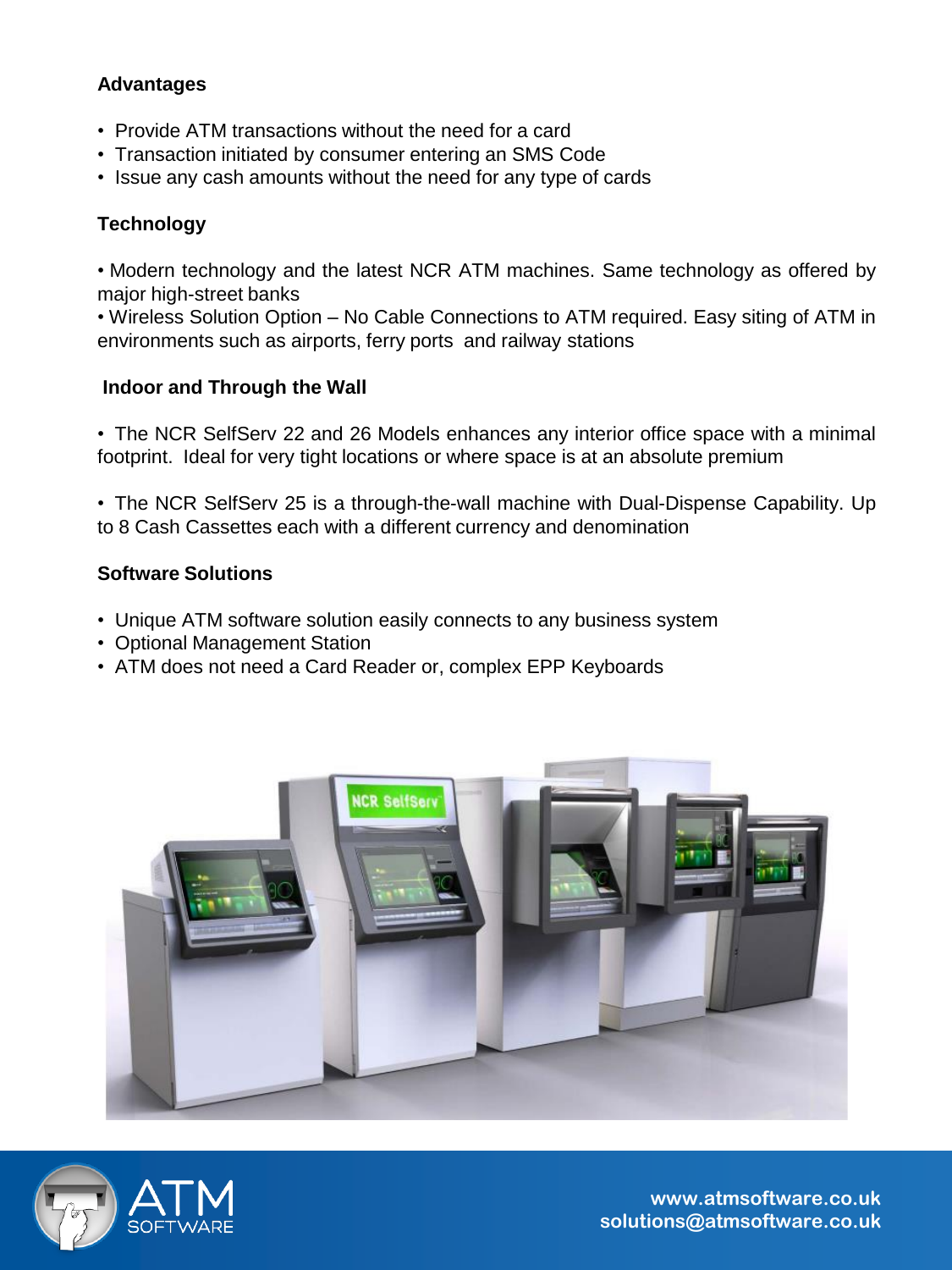## Advantages

- Provide ATM transactions without the need for a card
- Transaction initiated by consumer entering an SMS Code
- Issue any cash amounts without the need for any type of cards

## Technology

• Modern technology and the latest NCR ATM machines. Same technology as offered by major high-street banks
• Wireless Solution Option – No Cable Connections to ATM required. Easy siting of ATM in environments such as airports, ferry ports and railway stations

## Indoor and Through the Wall

• The NCR SelfServ 22 and 26 Models enhances any interior office space with a minimal footprint. Ideal for very tight locations or where space is at an absolute premium

• The NCR SelfServ 25 is a through-the-wall machine with Dual-Dispense Capability. Up to 8 Cash Cassettes each with a different currency and denomination

## Software Solutions

- Unique ATM software solution easily connects to any business system
- Optional Management Station
- ATM does not need a Card Reader or, complex EPP Keyboards

www.atmsoftware.co.uk
solutions@atmsoftware.co.uk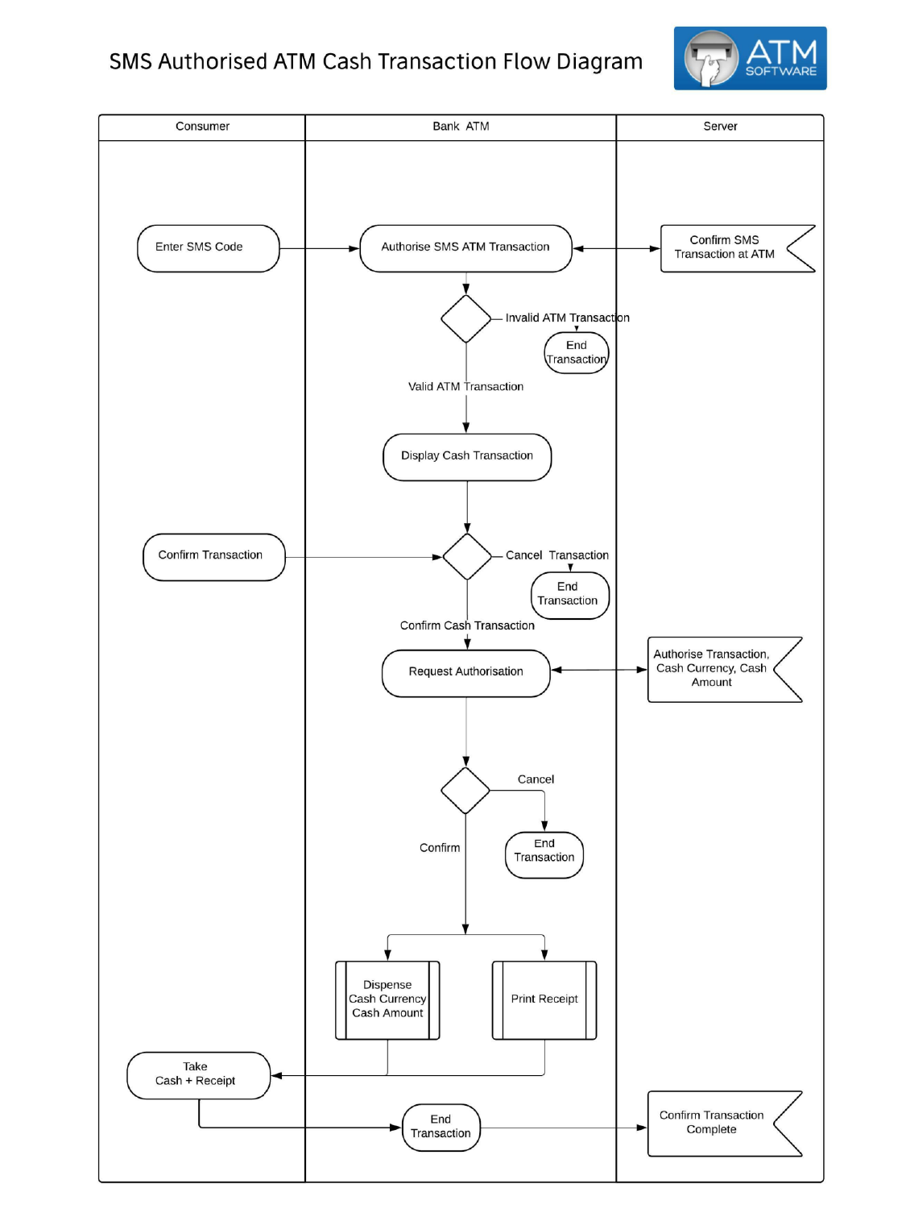# SMS Authorised ATM Cash Transaction Flow Diagram

ATM SOFTWARE

| Consumer | Bank ATM | Server |
| --- | --- | --- |
| Enter SMS Code | Authorise SMS ATM Transaction | Confirm SMS Transaction at ATM |
| | Invalid ATM Transaction → End Transaction | |
| | Valid ATM Transaction | |
| | Display Cash Transaction | |
| Confirm Transaction | Cancel Transaction → End Transaction | |
| | Confirm Cash Transaction | |
| | Request Authorisation | Authorise Transaction, Cash Currency, Cash Amount |
| | Cancel → End Transaction | |
| | Confirm | |
| | Dispense Cash Currency Cash Amount; Print Receipt | |
| Take Cash + Receipt | | |
| | End Transaction | Confirm Transaction Complete |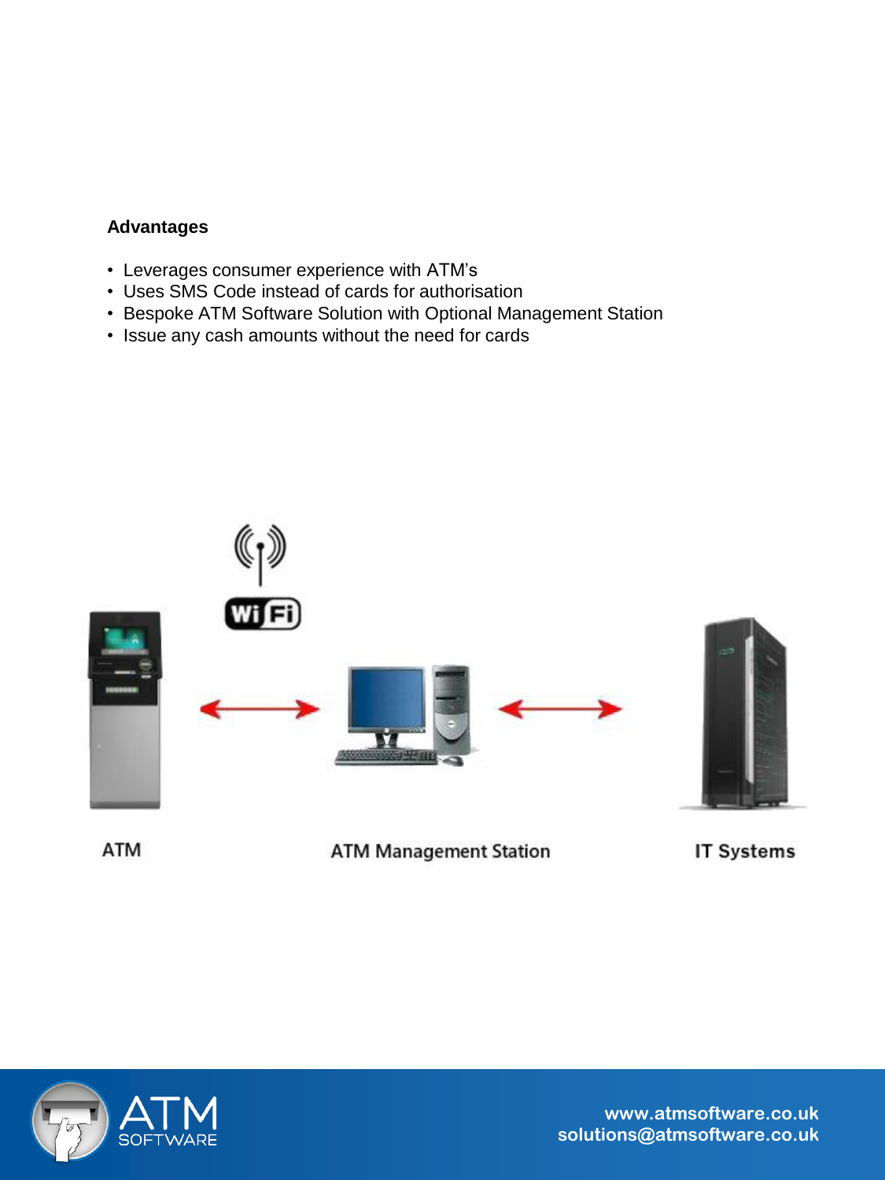**Advantages**

- Leverages consumer experience with ATM's
- Uses SMS Code instead of cards for authorisation
- Bespoke ATM Software Solution with Optional Management Station
- Issue any cash amounts without the need for cards

WiFi

ATM

ATM Management Station

IT Systems

www.atmsoftware.co.uk
solutions@atmsoftware.co.uk